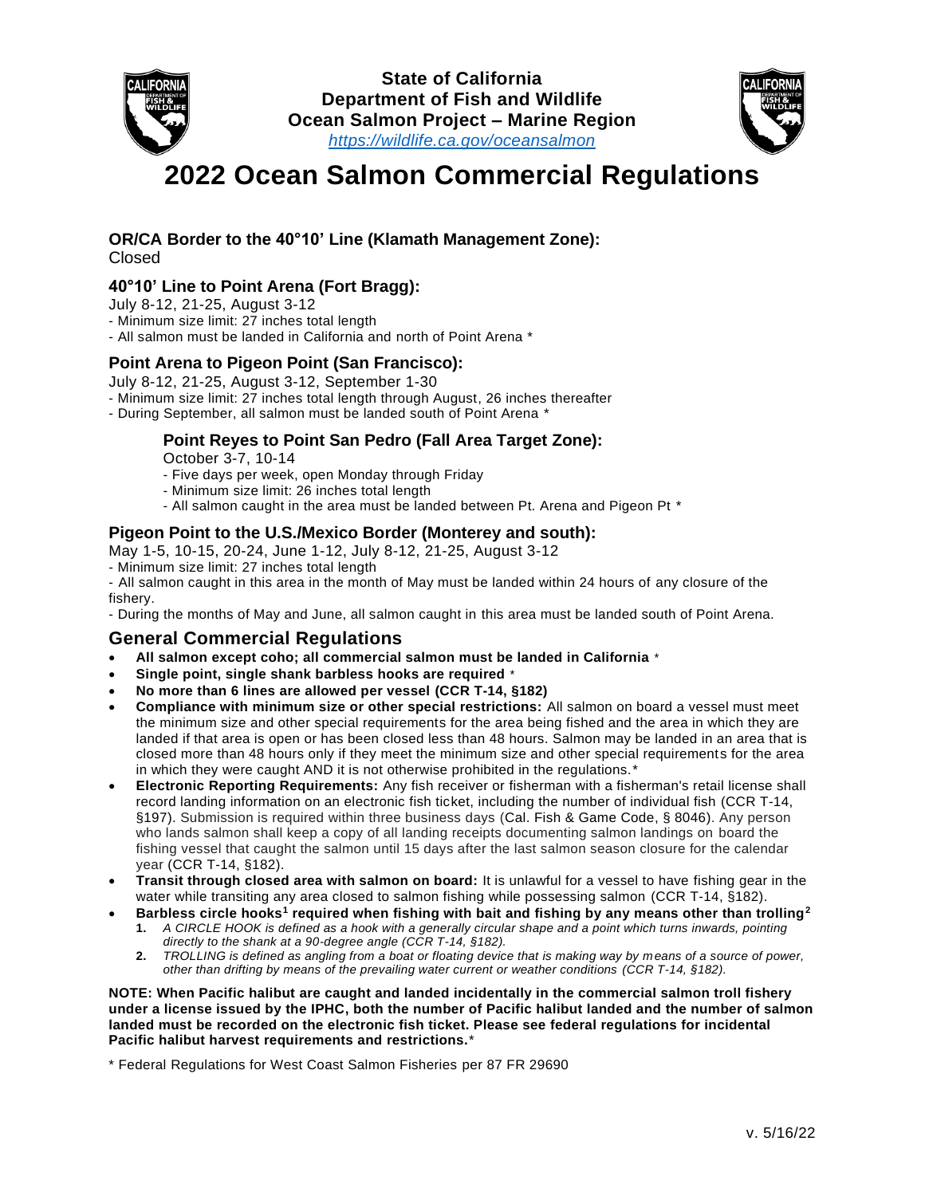**State of California**
**Department of Fish and Wildlife**
**Ocean Salmon Project – Marine Region**
*https://wildlife.ca.gov/oceansalmon*

# 2022 Ocean Salmon Commercial Regulations

### OR/CA Border to the 40°10' Line (Klamath Management Zone):

Closed

### 40°10' Line to Point Arena (Fort Bragg):

July 8-12, 21-25, August 3-12

- Minimum size limit: 27 inches total length
- All salmon must be landed in California and north of Point Arena *

### Point Arena to Pigeon Point (San Francisco):

July 8-12, 21-25, August 3-12, September 1-30

- Minimum size limit: 27 inches total length through August, 26 inches thereafter
- During September, all salmon must be landed south of Point Arena *

#### Point Reyes to Point San Pedro (Fall Area Target Zone):

October 3-7, 10-14

- Five days per week, open Monday through Friday
- Minimum size limit: 26 inches total length
- All salmon caught in the area must be landed between Pt. Arena and Pigeon Pt *

### Pigeon Point to the U.S./Mexico Border (Monterey and south):

May 1-5, 10-15, 20-24, June 1-12, July 8-12, 21-25, August 3-12

- Minimum size limit: 27 inches total length
- All salmon caught in this area in the month of May must be landed within 24 hours of any closure of the fishery.
- During the months of May and June, all salmon caught in this area must be landed south of Point Arena.

## General Commercial Regulations

- **All salmon except coho; all commercial salmon must be landed in California** *
- **Single point, single shank barbless hooks are required** *
- **No more than 6 lines are allowed per vessel (CCR T-14, §182)**
- **Compliance with minimum size or other special restrictions:** All salmon on board a vessel must meet the minimum size and other special requirements for the area being fished and the area in which they are landed if that area is open or has been closed less than 48 hours. Salmon may be landed in an area that is closed more than 48 hours only if they meet the minimum size and other special requirements for the area in which they were caught AND it is not otherwise prohibited in the regulations.*
- **Electronic Reporting Requirements:** Any fish receiver or fisherman with a fisherman's retail license shall record landing information on an electronic fish ticket, including the number of individual fish (CCR T-14, §197). Submission is required within three business days (Cal. Fish & Game Code, § 8046). Any person who lands salmon shall keep a copy of all landing receipts documenting salmon landings on board the fishing vessel that caught the salmon until 15 days after the last salmon season closure for the calendar year (CCR T-14, §182).
- **Transit through closed area with salmon on board:** It is unlawful for a vessel to have fishing gear in the water while transiting any area closed to salmon fishing while possessing salmon (CCR T-14, §182).
- **Barbless circle hooks[1] required when fishing with bait and fishing by any means other than trolling[2]**
  1. *A CIRCLE HOOK is defined as a hook with a generally circular shape and a point which turns inwards, pointing directly to the shank at a 90-degree angle (CCR T-14, §182).*
  2. *TROLLING is defined as angling from a boat or floating device that is making way by means of a source of power, other than drifting by means of the prevailing water current or weather conditions (CCR T-14, §182).*

**NOTE: When Pacific halibut are caught and landed incidentally in the commercial salmon troll fishery under a license issued by the IPHC, both the number of Pacific halibut landed and the number of salmon landed must be recorded on the electronic fish ticket. Please see federal regulations for incidental Pacific halibut harvest requirements and restrictions.***

* Federal Regulations for West Coast Salmon Fisheries per 87 FR 29690

v. 5/16/22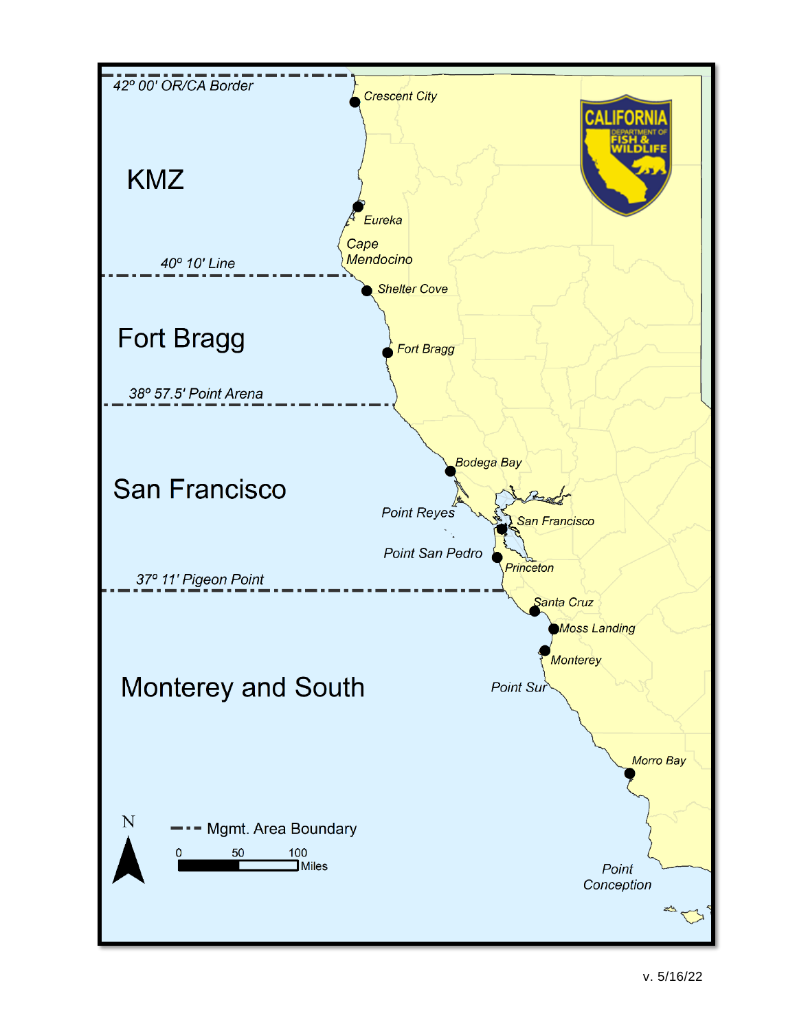42º 00' OR/CA Border

Crescent City

CALIFORNIA DEPARTMENT OF FISH & WILDLIFE

KMZ

Eureka

Cape Mendocino

40º 10' Line

Shelter Cove

Fort Bragg

Fort Bragg

38º 57.5' Point Arena

Bodega Bay

San Francisco

Point Reyes

San Francisco

Point San Pedro

Princeton

37º 11' Pigeon Point

Santa Cruz

Moss Landing

Monterey

Monterey and South

Point Sur

Morro Bay

N

Mgmt. Area Boundary

0 50 100 Miles

Point Conception

v. 5/16/22